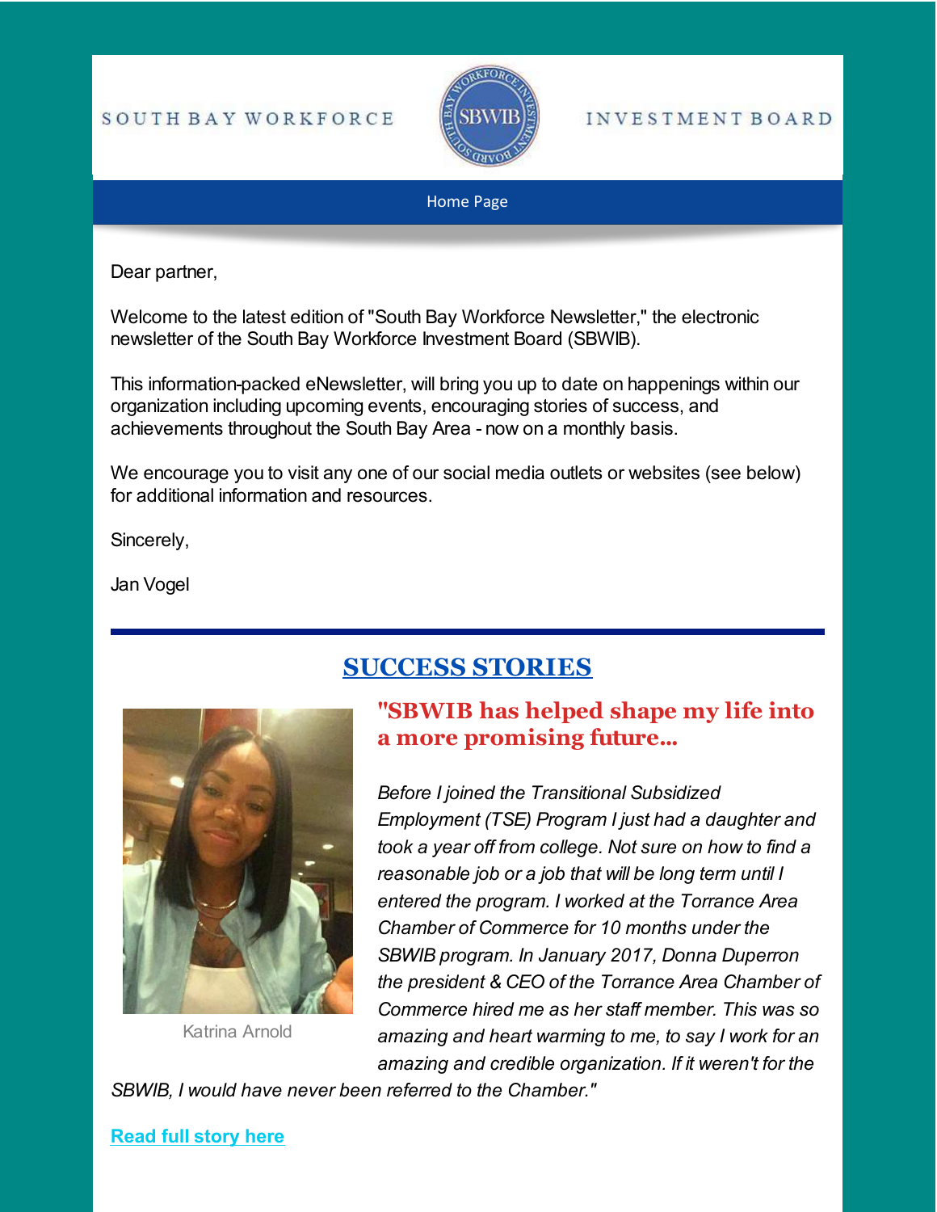SOUTH BAY WORKFORCE INVESTMENT BOARD

Home Page

Dear partner,

Welcome to the latest edition of "South Bay Workforce Newsletter," the electronic newsletter of the South Bay Workforce Investment Board (SBWIB).

This information-packed eNewsletter, will bring you up to date on happenings within our organization including upcoming events, encouraging stories of success, and achievements throughout the South Bay Area - now on a monthly basis.

We encourage you to visit any one of our social media outlets or websites (see below) for additional information and resources.

Sincerely,

Jan Vogel

## SUCCESS STORIES

### "SBWIB has helped shape my life into a more promising future...

Katrina Arnold

*Before I joined the Transitional Subsidized Employment (TSE) Program I just had a daughter and took a year off from college. Not sure on how to find a reasonable job or a job that will be long term until I entered the program. I worked at the Torrance Area Chamber of Commerce for 10 months under the SBWIB program. In January 2017, Donna Duperron the president & CEO of the Torrance Area Chamber of Commerce hired me as her staff member. This was so amazing and heart warming to me, to say I work for an amazing and credible organization. If it weren't for the SBWIB, I would have never been referred to the Chamber."*

**Read full story here**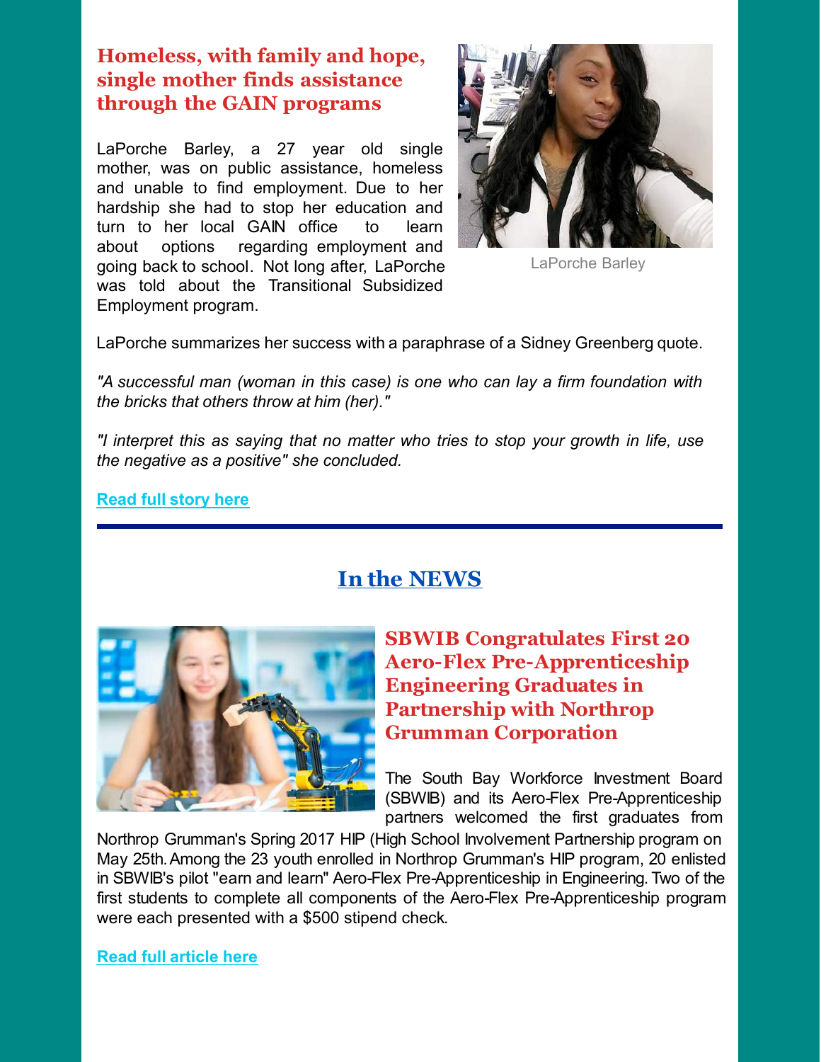## Homeless, with family and hope, single mother finds assistance through the GAIN programs

LaPorche Barley, a 27 year old single mother, was on public assistance, homeless and unable to find employment. Due to her hardship she had to stop her education and turn to her local GAIN office to learn about options regarding employment and going back to school. Not long after, LaPorche was told about the Transitional Subsidized Employment program.

LaPorche Barley

LaPorche summarizes her success with a paraphrase of a Sidney Greenberg quote.

*"A successful man (woman in this case) is one who can lay a firm foundation with the bricks that others throw at him (her)."*

*"I interpret this as saying that no matter who tries to stop your growth in life, use the negative as a positive" she concluded.*

**Read full story here**

---

# In the NEWS

## SBWIB Congratulates First 20 Aero-Flex Pre-Apprenticeship Engineering Graduates in Partnership with Northrop Grumman Corporation

The South Bay Workforce Investment Board (SBWIB) and its Aero-Flex Pre-Apprenticeship partners welcomed the first graduates from Northrop Grumman's Spring 2017 HIP (High School Involvement Partnership program on May 25th. Among the 23 youth enrolled in Northrop Grumman's HIP program, 20 enlisted in SBWIB's pilot "earn and learn" Aero-Flex Pre-Apprenticeship in Engineering. Two of the first students to complete all components of the Aero-Flex Pre-Apprenticeship program were each presented with a $500 stipend check.

**Read full article here**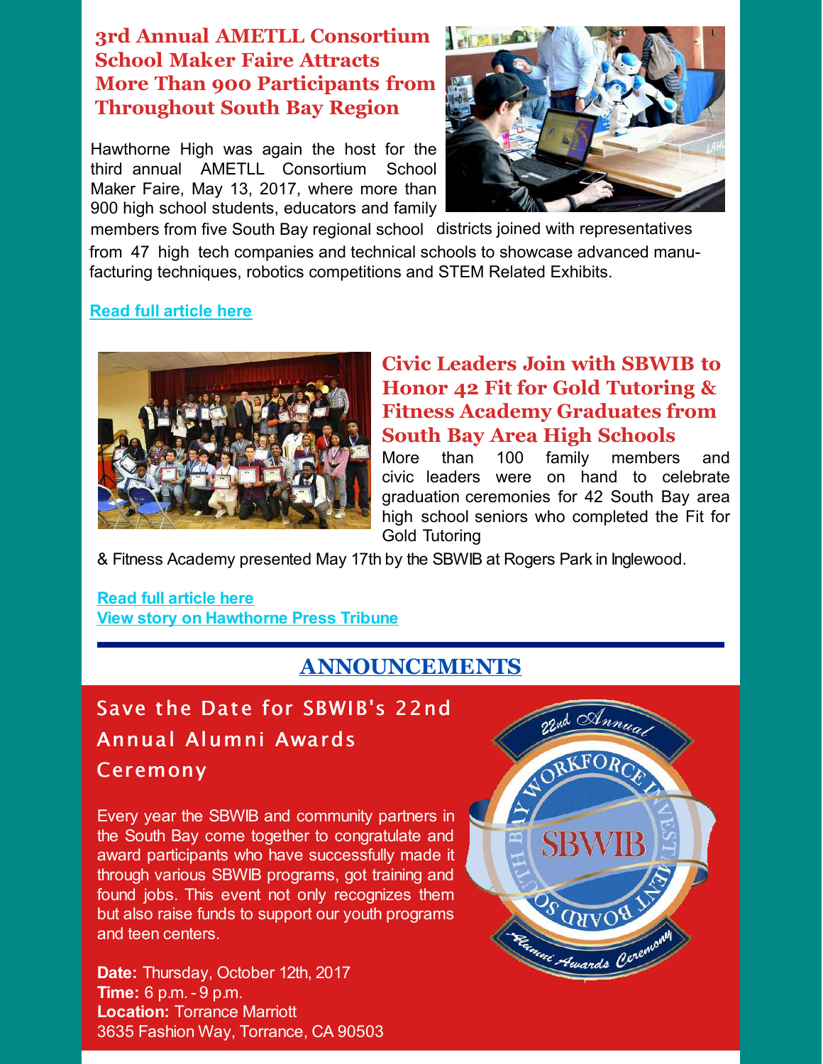## 3rd Annual AMETLL Consortium School Maker Faire Attracts More Than 900 Participants from Throughout South Bay Region

Hawthorne High was again the host for the third annual AMETLL Consortium School Maker Faire, May 13, 2017, where more than 900 high school students, educators and family members from five South Bay regional school districts joined with representatives from 47 high tech companies and technical schools to showcase advanced manufacturing techniques, robotics competitions and STEM Related Exhibits.

Read full article here

## Civic Leaders Join with SBWIB to Honor 42 Fit for Gold Tutoring & Fitness Academy Graduates from South Bay Area High Schools

More than 100 family members and civic leaders were on hand to celebrate graduation ceremonies for 42 South Bay area high school seniors who completed the Fit for Gold Tutoring & Fitness Academy presented May 17th by the SBWIB at Rogers Park in Inglewood.

Read full article here
View story on Hawthorne Press Tribune

# ANNOUNCEMENTS

## Save the Date for SBWIB's 22nd Annual Alumni Awards Ceremony

Every year the SBWIB and community partners in the South Bay come together to congratulate and award participants who have successfully made it through various SBWIB programs, got training and found jobs. This event not only recognizes them but also raise funds to support our youth programs and teen centers.

**Date:** Thursday, October 12th, 2017
**Time:** 6 p.m. - 9 p.m.
**Location:** Torrance Marriott
3635 Fashion Way, Torrance, CA 90503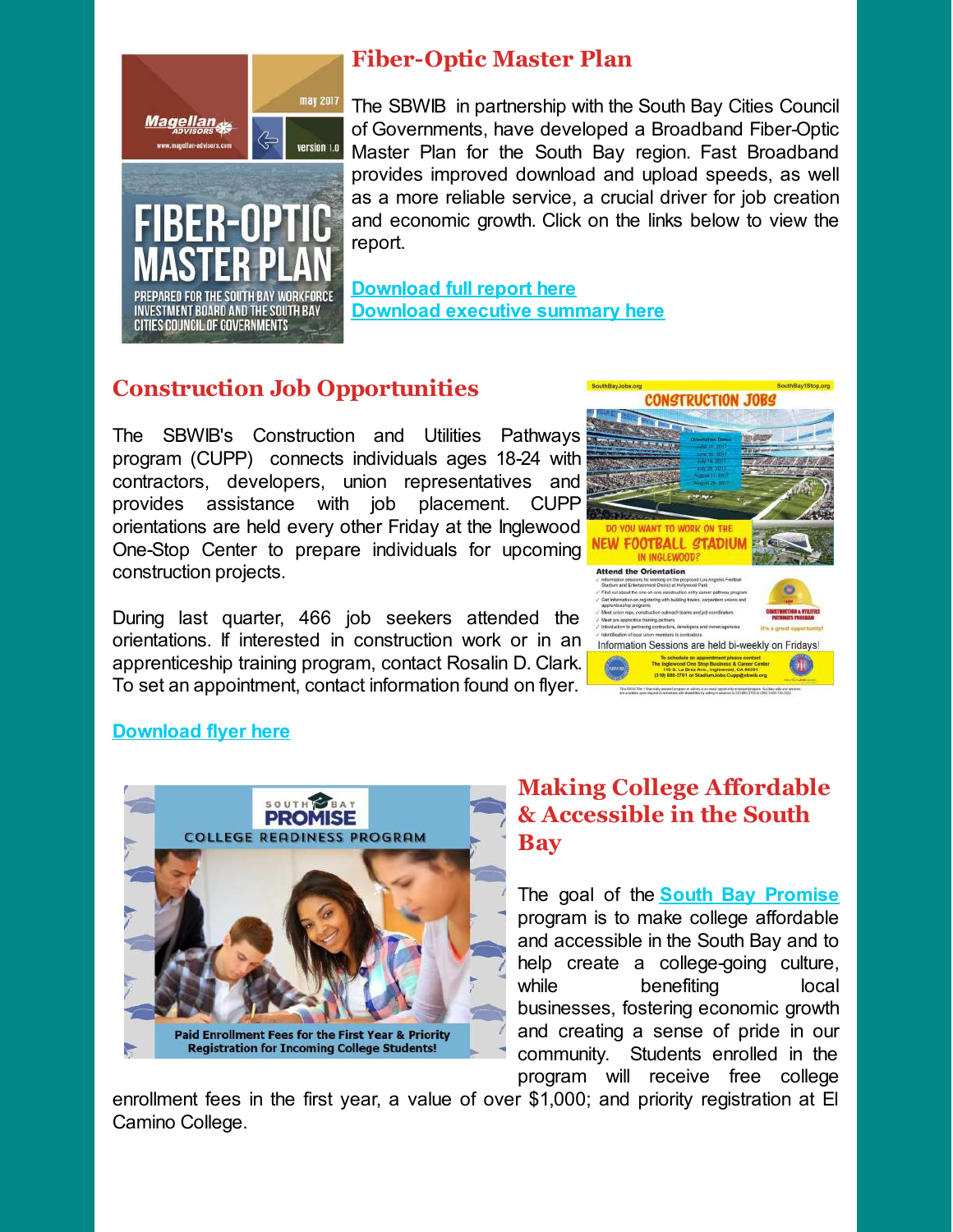## Fiber-Optic Master Plan

The SBWIB in partnership with the South Bay Cities Council of Governments, have developed a Broadband Fiber-Optic Master Plan for the South Bay region. Fast Broadband provides improved download and upload speeds, as well as a more reliable service, a crucial driver for job creation and economic growth. Click on the links below to view the report.

Download full report here
Download executive summary here

## Construction Job Opportunities

The SBWIB's Construction and Utilities Pathways program (CUPP) connects individuals ages 18-24 with contractors, developers, union representatives and provides assistance with job placement. CUPP orientations are held every other Friday at the Inglewood One-Stop Center to prepare individuals for upcoming construction projects.

During last quarter, 466 job seekers attended the orientations. If interested in construction work or in an apprenticeship training program, contact Rosalin D. Clark. To set an appointment, contact information found on flyer.

Download flyer here

## Making College Affordable & Accessible in the South Bay

The goal of the South Bay Promise program is to make college affordable and accessible in the South Bay and to help create a college-going culture, while benefiting local businesses, fostering economic growth and creating a sense of pride in our community. Students enrolled in the program will receive free college enrollment fees in the first year, a value of over $1,000; and priority registration at El Camino College.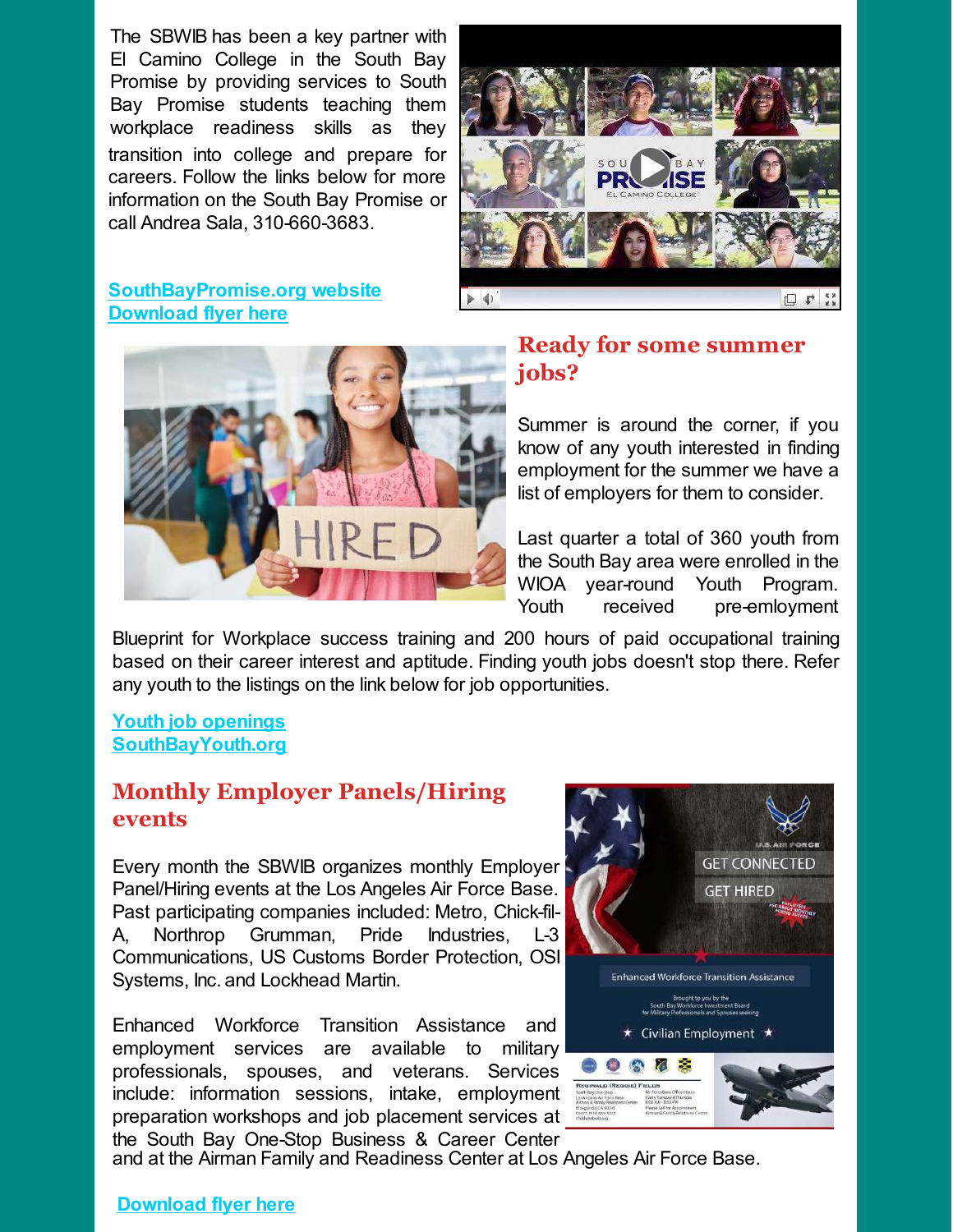The SBWIB has been a key partner with El Camino College in the South Bay Promise by providing services to South Bay Promise students teaching them workplace readiness skills as they transition into college and prepare for careers. Follow the links below for more information on the South Bay Promise or call Andrea Sala, 310-660-3683.

SouthBayPromise.org website
Download flyer here

## Ready for some summer jobs?

Summer is around the corner, if you know of any youth interested in finding employment for the summer we have a list of employers for them to consider.

Last quarter a total of 360 youth from the South Bay area were enrolled in the WIOA year-round Youth Program. Youth received pre-emloyment Blueprint for Workplace success training and 200 hours of paid occupational training based on their career interest and aptitude. Finding youth jobs doesn't stop there. Refer any youth to the listings on the link below for job opportunities.

Youth job openings
SouthBayYouth.org

## Monthly Employer Panels/Hiring events

Every month the SBWIB organizes monthly Employer Panel/Hiring events at the Los Angeles Air Force Base. Past participating companies included: Metro, Chick-fil-A, Northrop Grumman, Pride Industries, L-3 Communications, US Customs Border Protection, OSI Systems, Inc. and Lockhead Martin.

Enhanced Workforce Transition Assistance and employment services are available to military professionals, spouses, and veterans. Services include: information sessions, intake, employment preparation workshops and job placement services at the South Bay One-Stop Business & Career Center and at the Airman Family and Readiness Center at Los Angeles Air Force Base.

Download flyer here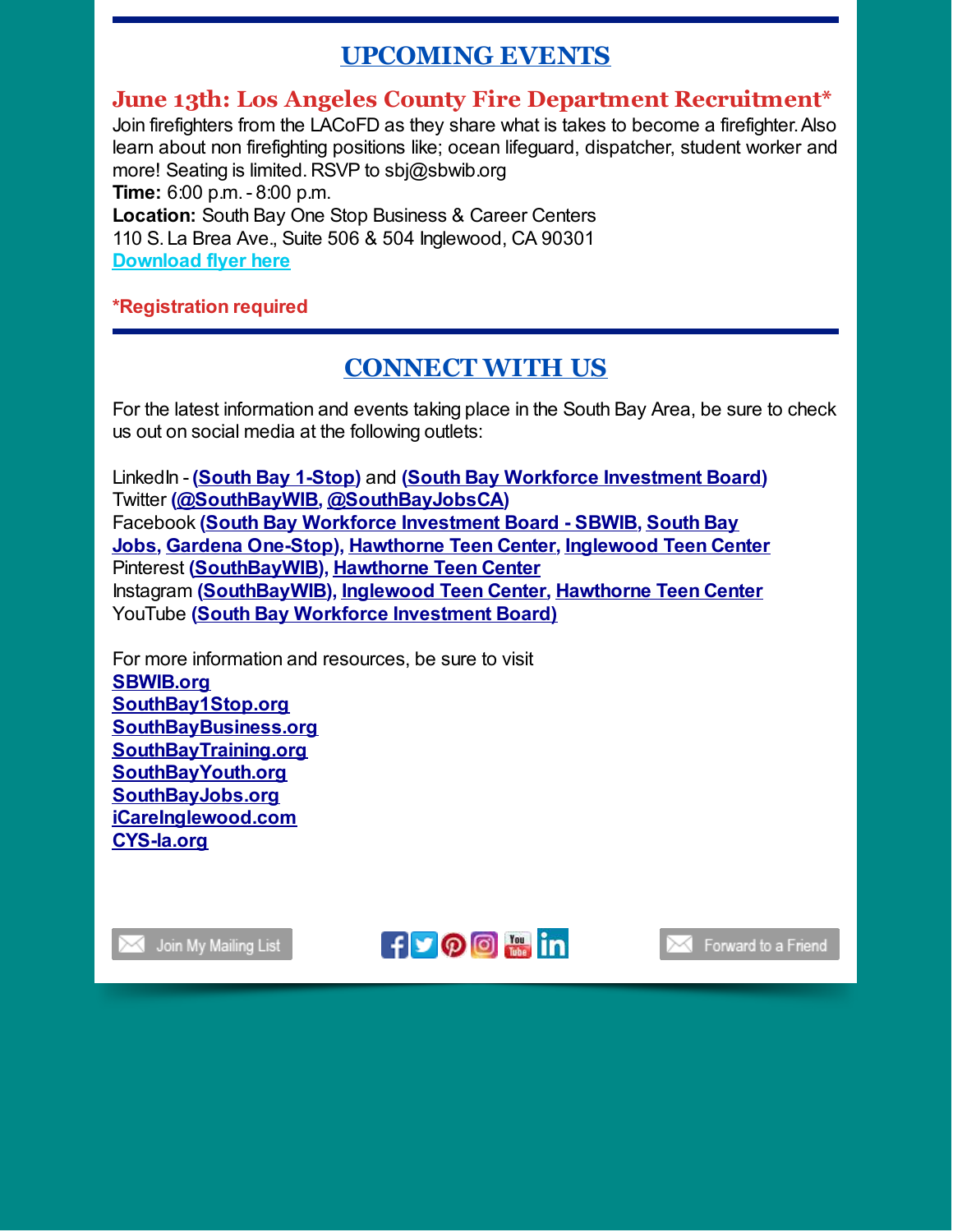## UPCOMING EVENTS

### June 13th: Los Angeles County Fire Department Recruitment*

Join firefighters from the LACoFD as they share what is takes to become a firefighter. Also learn about non firefighting positions like; ocean lifeguard, dispatcher, student worker and more! Seating is limited. RSVP to sbj@sbwib.org

**Time:** 6:00 p.m. - 8:00 p.m.

**Location:** South Bay One Stop Business & Career Centers
110 S. La Brea Ave., Suite 506 & 504 Inglewood, CA 90301

**Download flyer here**

***Registration required**

## CONNECT WITH US

For the latest information and events taking place in the South Bay Area, be sure to check us out on social media at the following outlets:

LinkedIn - **(South Bay 1-Stop)** and **(South Bay Workforce Investment Board)**
Twitter **(@SouthBayWIB, @SouthBayJobsCA)**
Facebook **(South Bay Workforce Investment Board - SBWIB, South Bay Jobs, Gardena One-Stop), Hawthorne Teen Center, Inglewood Teen Center**
Pinterest **(SouthBayWIB), Hawthorne Teen Center**
Instagram **(SouthBayWIB), Inglewood Teen Center, Hawthorne Teen Center**
YouTube **(South Bay Workforce Investment Board)**

For more information and resources, be sure to visit
**SBWIB.org**
**SouthBay1Stop.org**
**SouthBayBusiness.org**
**SouthBayTraining.org**
**SouthBayYouth.org**
**SouthBayJobs.org**
**iCareInglewood.com**
**CYS-la.org**

Join My Mailing List

Forward to a Friend